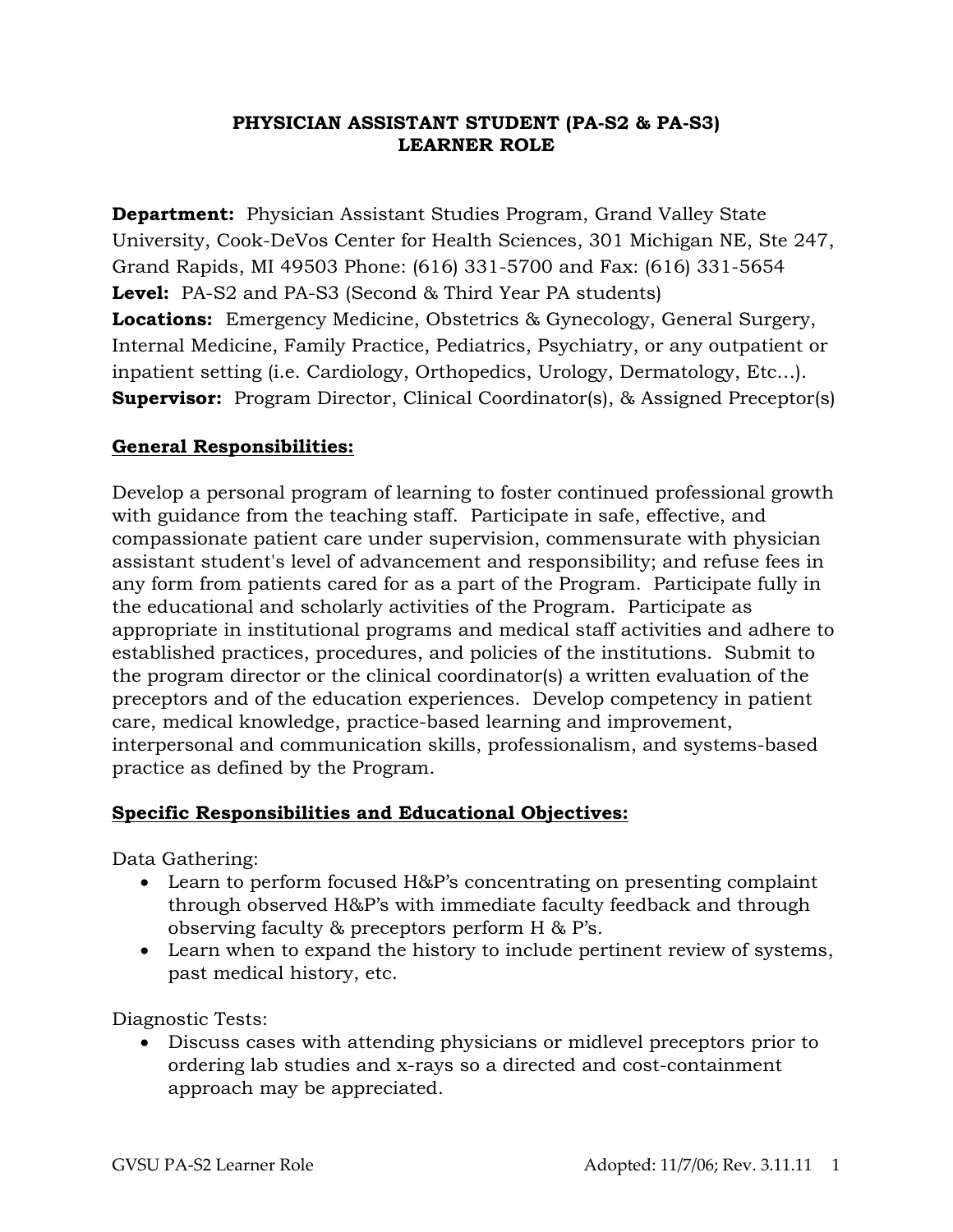# PHYSICIAN ASSISTANT STUDENT (PA-S2 & PA-S3)
# LEARNER ROLE

**Department:** Physician Assistant Studies Program, Grand Valley State University, Cook-DeVos Center for Health Sciences, 301 Michigan NE, Ste 247, Grand Rapids, MI 49503 Phone: (616) 331-5700 and Fax: (616) 331-5654
**Level:** PA-S2 and PA-S3 (Second & Third Year PA students)
**Locations:** Emergency Medicine, Obstetrics & Gynecology, General Surgery, Internal Medicine, Family Practice, Pediatrics, Psychiatry, or any outpatient or inpatient setting (i.e. Cardiology, Orthopedics, Urology, Dermatology, Etc…).
**Supervisor:** Program Director, Clinical Coordinator(s), & Assigned Preceptor(s)

## General Responsibilities:

Develop a personal program of learning to foster continued professional growth with guidance from the teaching staff. Participate in safe, effective, and compassionate patient care under supervision, commensurate with physician assistant student's level of advancement and responsibility; and refuse fees in any form from patients cared for as a part of the Program. Participate fully in the educational and scholarly activities of the Program. Participate as appropriate in institutional programs and medical staff activities and adhere to established practices, procedures, and policies of the institutions. Submit to the program director or the clinical coordinator(s) a written evaluation of the preceptors and of the education experiences. Develop competency in patient care, medical knowledge, practice-based learning and improvement, interpersonal and communication skills, professionalism, and systems-based practice as defined by the Program.

## Specific Responsibilities and Educational Objectives:

Data Gathering:

- Learn to perform focused H&P's concentrating on presenting complaint through observed H&P's with immediate faculty feedback and through observing faculty & preceptors perform H & P's.
- Learn when to expand the history to include pertinent review of systems, past medical history, etc.

Diagnostic Tests:

- Discuss cases with attending physicians or midlevel preceptors prior to ordering lab studies and x-rays so a directed and cost-containment approach may be appreciated.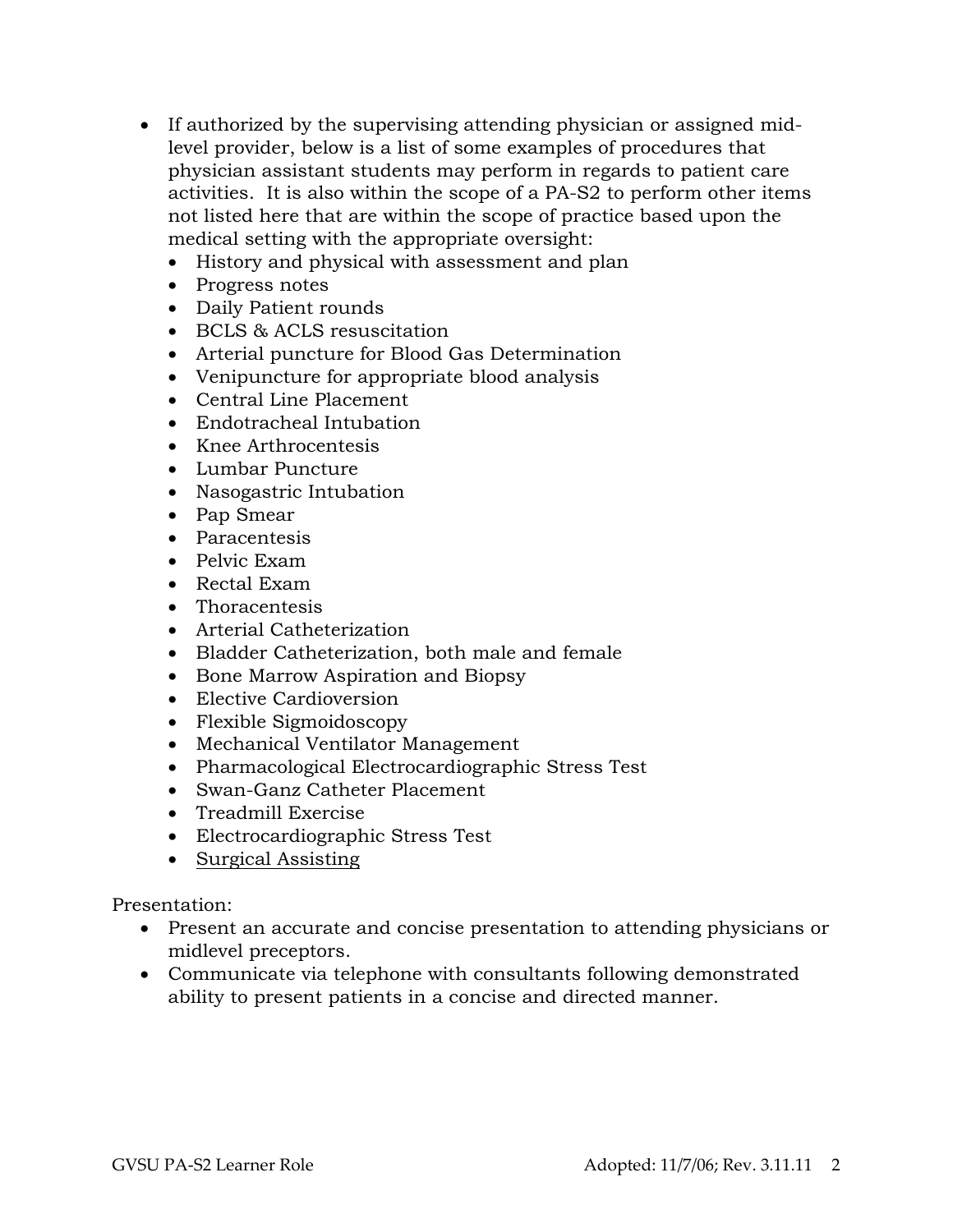- If authorized by the supervising attending physician or assigned mid-level provider, below is a list of some examples of procedures that physician assistant students may perform in regards to patient care activities. It is also within the scope of a PA-S2 to perform other items not listed here that are within the scope of practice based upon the medical setting with the appropriate oversight:
  - History and physical with assessment and plan
  - Progress notes
  - Daily Patient rounds
  - BCLS & ACLS resuscitation
  - Arterial puncture for Blood Gas Determination
  - Venipuncture for appropriate blood analysis
  - Central Line Placement
  - Endotracheal Intubation
  - Knee Arthrocentesis
  - Lumbar Puncture
  - Nasogastric Intubation
  - Pap Smear
  - Paracentesis
  - Pelvic Exam
  - Rectal Exam
  - Thoracentesis
  - Arterial Catheterization
  - Bladder Catheterization, both male and female
  - Bone Marrow Aspiration and Biopsy
  - Elective Cardioversion
  - Flexible Sigmoidoscopy
  - Mechanical Ventilator Management
  - Pharmacological Electrocardiographic Stress Test
  - Swan-Ganz Catheter Placement
  - Treadmill Exercise
  - Electrocardiographic Stress Test
  - <u>Surgical Assisting</u>

Presentation:

- Present an accurate and concise presentation to attending physicians or midlevel preceptors.
- Communicate via telephone with consultants following demonstrated ability to present patients in a concise and directed manner.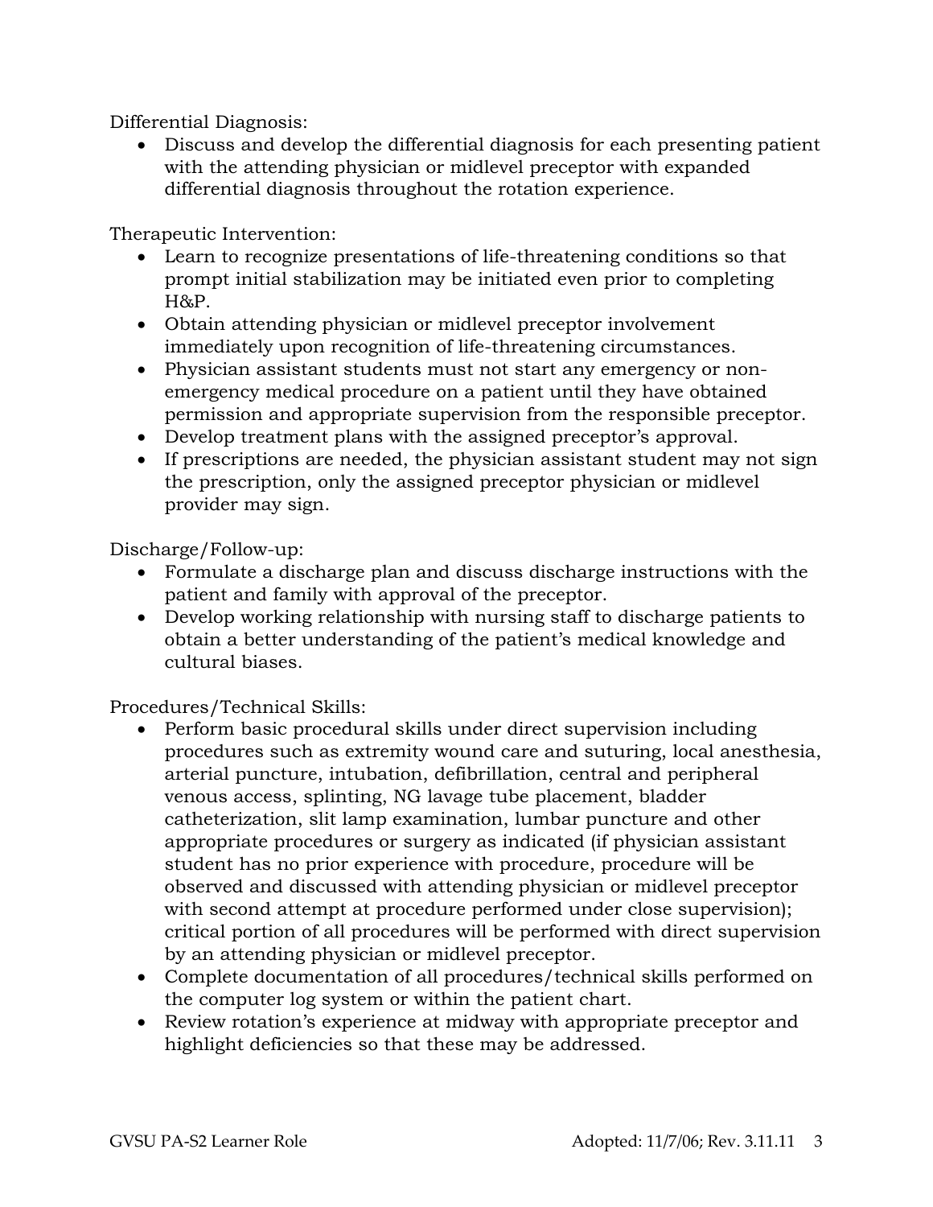Differential Diagnosis:

- Discuss and develop the differential diagnosis for each presenting patient with the attending physician or midlevel preceptor with expanded differential diagnosis throughout the rotation experience.

Therapeutic Intervention:

- Learn to recognize presentations of life-threatening conditions so that prompt initial stabilization may be initiated even prior to completing H&P.
- Obtain attending physician or midlevel preceptor involvement immediately upon recognition of life-threatening circumstances.
- Physician assistant students must not start any emergency or non-emergency medical procedure on a patient until they have obtained permission and appropriate supervision from the responsible preceptor.
- Develop treatment plans with the assigned preceptor's approval.
- If prescriptions are needed, the physician assistant student may not sign the prescription, only the assigned preceptor physician or midlevel provider may sign.

Discharge/Follow-up:

- Formulate a discharge plan and discuss discharge instructions with the patient and family with approval of the preceptor.
- Develop working relationship with nursing staff to discharge patients to obtain a better understanding of the patient's medical knowledge and cultural biases.

Procedures/Technical Skills:

- Perform basic procedural skills under direct supervision including procedures such as extremity wound care and suturing, local anesthesia, arterial puncture, intubation, defibrillation, central and peripheral venous access, splinting, NG lavage tube placement, bladder catheterization, slit lamp examination, lumbar puncture and other appropriate procedures or surgery as indicated (if physician assistant student has no prior experience with procedure, procedure will be observed and discussed with attending physician or midlevel preceptor with second attempt at procedure performed under close supervision); critical portion of all procedures will be performed with direct supervision by an attending physician or midlevel preceptor.
- Complete documentation of all procedures/technical skills performed on the computer log system or within the patient chart.
- Review rotation's experience at midway with appropriate preceptor and highlight deficiencies so that these may be addressed.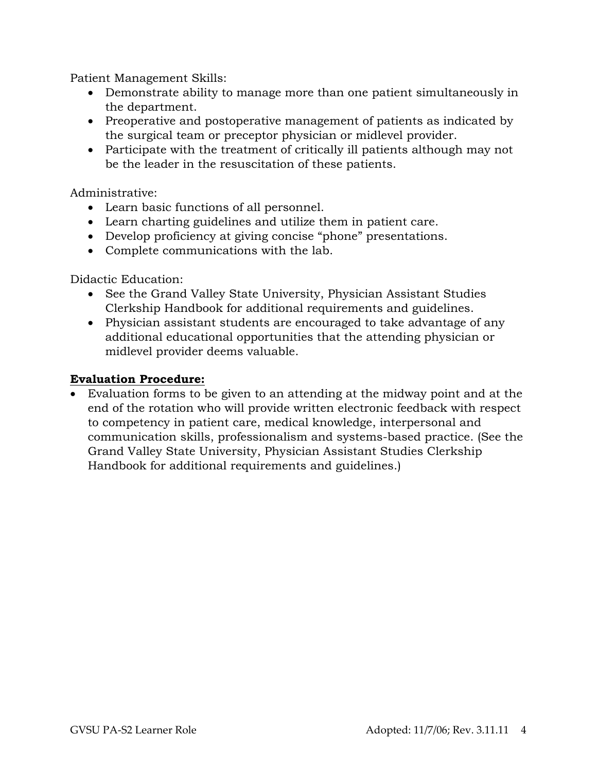Patient Management Skills:

- Demonstrate ability to manage more than one patient simultaneously in the department.
- Preoperative and postoperative management of patients as indicated by the surgical team or preceptor physician or midlevel provider.
- Participate with the treatment of critically ill patients although may not be the leader in the resuscitation of these patients.

Administrative:

- Learn basic functions of all personnel.
- Learn charting guidelines and utilize them in patient care.
- Develop proficiency at giving concise "phone" presentations.
- Complete communications with the lab.

Didactic Education:

- See the Grand Valley State University, Physician Assistant Studies Clerkship Handbook for additional requirements and guidelines.
- Physician assistant students are encouraged to take advantage of any additional educational opportunities that the attending physician or midlevel provider deems valuable.

**Evaluation Procedure:**

- Evaluation forms to be given to an attending at the midway point and at the end of the rotation who will provide written electronic feedback with respect to competency in patient care, medical knowledge, interpersonal and communication skills, professionalism and systems-based practice. (See the Grand Valley State University, Physician Assistant Studies Clerkship Handbook for additional requirements and guidelines.)